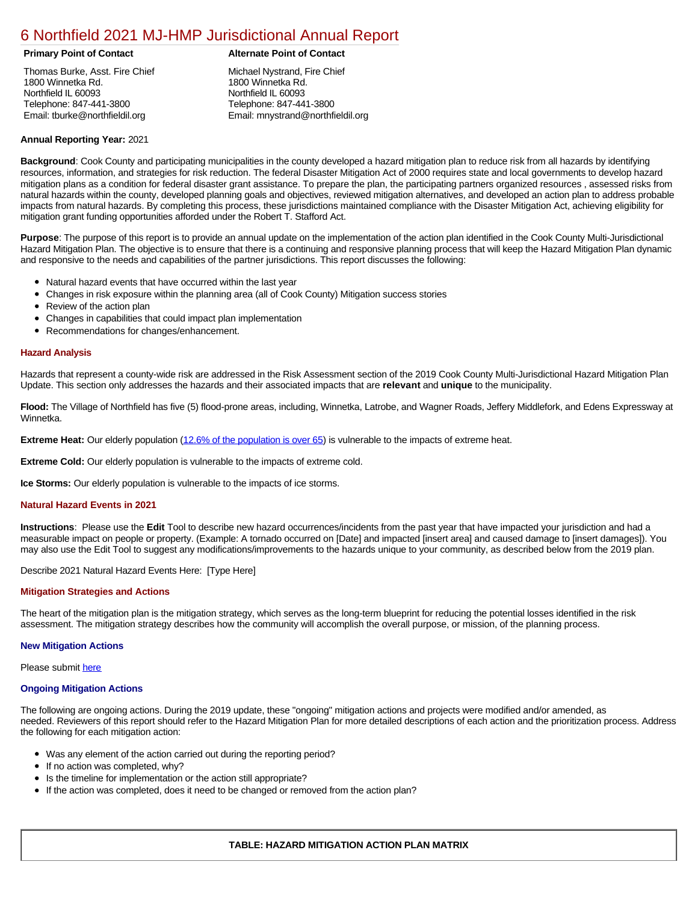# 6 Northfield 2021 MJ-HMP Jurisdictional Annual Report

| Primary Point of Contact | Alternate Point of Contact |
|---|---|
| Thomas Burke, Asst. Fire Chief<br>1800 Winnetka Rd.<br>Northfield IL 60093<br>Telephone: 847-441-3800<br>Email: tburke@northfieldil.org | Michael Nystrand, Fire Chief<br>1800 Winnetka Rd.<br>Northfield IL 60093<br>Telephone: 847-441-3800<br>Email: mnystrand@northfieldil.org |

**Annual Reporting Year:** 2021

**Background**: Cook County and participating municipalities in the county developed a hazard mitigation plan to reduce risk from all hazards by identifying resources, information, and strategies for risk reduction. The federal Disaster Mitigation Act of 2000 requires state and local governments to develop hazard mitigation plans as a condition for federal disaster grant assistance. To prepare the plan, the participating partners organized resources , assessed risks from natural hazards within the county, developed planning goals and objectives, reviewed mitigation alternatives, and developed an action plan to address probable impacts from natural hazards. By completing this process, these jurisdictions maintained compliance with the Disaster Mitigation Act, achieving eligibility for mitigation grant funding opportunities afforded under the Robert T. Stafford Act.

**Purpose**: The purpose of this report is to provide an annual update on the implementation of the action plan identified in the Cook County Multi-Jurisdictional Hazard Mitigation Plan. The objective is to ensure that there is a continuing and responsive planning process that will keep the Hazard Mitigation Plan dynamic and responsive to the needs and capabilities of the partner jurisdictions. This report discusses the following:

- Natural hazard events that have occurred within the last year
- Changes in risk exposure within the planning area (all of Cook County) Mitigation success stories
- Review of the action plan
- Changes in capabilities that could impact plan implementation
- Recommendations for changes/enhancement.

### Hazard Analysis

Hazards that represent a county-wide risk are addressed in the Risk Assessment section of the 2019 Cook County Multi-Jurisdictional Hazard Mitigation Plan Update. This section only addresses the hazards and their associated impacts that are **relevant** and **unique** to the municipality.

**Flood:** The Village of Northfield has five (5) flood-prone areas, including, Winnetka, Latrobe, and Wagner Roads, Jeffery Middlefork, and Edens Expressway at Winnetka.

**Extreme Heat:** Our elderly population (12.6% of the population is over 65) is vulnerable to the impacts of extreme heat.

**Extreme Cold:** Our elderly population is vulnerable to the impacts of extreme cold.

**Ice Storms:** Our elderly population is vulnerable to the impacts of ice storms.

### Natural Hazard Events in 2021

**Instructions**: Please use the **Edit** Tool to describe new hazard occurrences/incidents from the past year that have impacted your jurisdiction and had a measurable impact on people or property. (Example: A tornado occurred on [Date] and impacted [insert area] and caused damage to [insert damages]). You may also use the Edit Tool to suggest any modifications/improvements to the hazards unique to your community, as described below from the 2019 plan.

Describe 2021 Natural Hazard Events Here: [Type Here]

### Mitigation Strategies and Actions

The heart of the mitigation plan is the mitigation strategy, which serves as the long-term blueprint for reducing the potential losses identified in the risk assessment. The mitigation strategy describes how the community will accomplish the overall purpose, or mission, of the planning process.

#### New Mitigation Actions

Please submit here

#### Ongoing Mitigation Actions

The following are ongoing actions. During the 2019 update, these "ongoing" mitigation actions and projects were modified and/or amended, as needed. Reviewers of this report should refer to the Hazard Mitigation Plan for more detailed descriptions of each action and the prioritization process. Address the following for each mitigation action:

- Was any element of the action carried out during the reporting period?
- If no action was completed, why?
- Is the timeline for implementation or the action still appropriate?
- If the action was completed, does it need to be changed or removed from the action plan?

**TABLE: HAZARD MITIGATION ACTION PLAN MATRIX**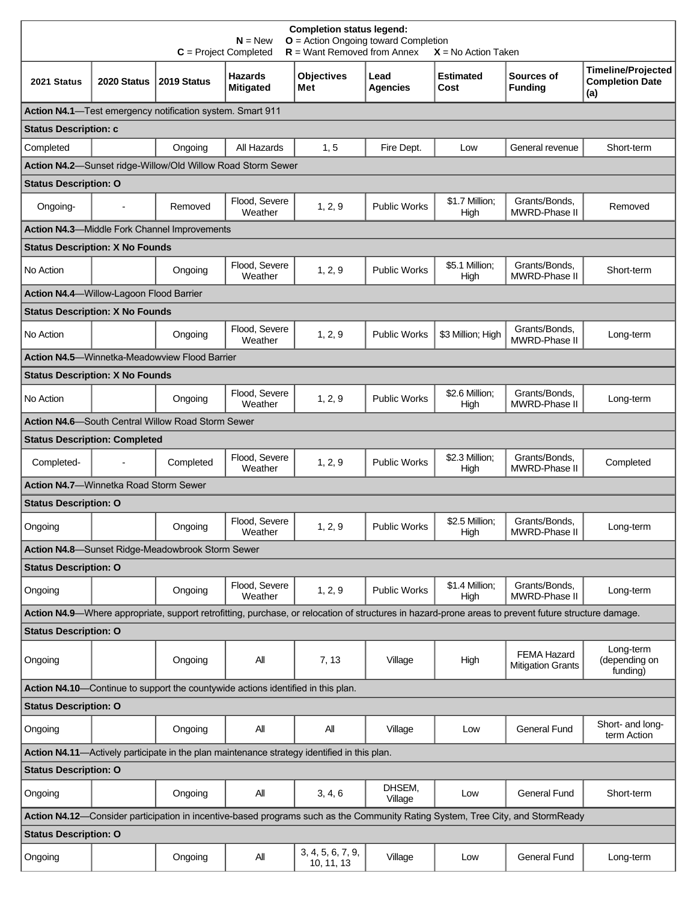**Completion status legend:**
**N** = New **O** = Action Ongoing toward Completion
**C** = Project Completed **R** = Want Removed from Annex **X** = No Action Taken

| 2021 Status | 2020 Status | 2019 Status | Hazards Mitigated | Objectives Met | Lead Agencies | Estimated Cost | Sources of Funding | Timeline/Projected Completion Date (a) |
|---|---|---|---|---|---|---|---|---|
| **Action N4.1**—Test emergency notification system. Smart 911 | | | | | | | | |
| **Status Description: c** | | | | | | | | |
| Completed | | Ongoing | All Hazards | 1, 5 | Fire Dept. | Low | General revenue | Short-term |
| **Action N4.2**—Sunset ridge-Willow/Old Willow Road Storm Sewer | | | | | | | | |
| **Status Description: O** | | | | | | | | |
| Ongoing- | - | Removed | Flood, Severe Weather | 1, 2, 9 | Public Works | \$1.7 Million; High | Grants/Bonds, MWRD-Phase II | Removed |
| **Action N4.3**—Middle Fork Channel Improvements | | | | | | | | |
| **Status Description: X No Founds** | | | | | | | | |
| No Action | | Ongoing | Flood, Severe Weather | 1, 2, 9 | Public Works | \$5.1 Million; High | Grants/Bonds, MWRD-Phase II | Short-term |
| **Action N4.4**—Willow-Lagoon Flood Barrier | | | | | | | | |
| **Status Description: X No Founds** | | | | | | | | |
| No Action | | Ongoing | Flood, Severe Weather | 1, 2, 9 | Public Works | \$3 Million; High | Grants/Bonds, MWRD-Phase II | Long-term |
| **Action N4.5**—Winnetka-Meadowview Flood Barrier | | | | | | | | |
| **Status Description: X No Founds** | | | | | | | | |
| No Action | | Ongoing | Flood, Severe Weather | 1, 2, 9 | Public Works | \$2.6 Million; High | Grants/Bonds, MWRD-Phase II | Long-term |
| **Action N4.6**—South Central Willow Road Storm Sewer | | | | | | | | |
| **Status Description: Completed** | | | | | | | | |
| Completed- | - | Completed | Flood, Severe Weather | 1, 2, 9 | Public Works | \$2.3 Million; High | Grants/Bonds, MWRD-Phase II | Completed |
| **Action N4.7**—Winnetka Road Storm Sewer | | | | | | | | |
| **Status Description: O** | | | | | | | | |
| Ongoing | | Ongoing | Flood, Severe Weather | 1, 2, 9 | Public Works | \$2.5 Million; High | Grants/Bonds, MWRD-Phase II | Long-term |
| **Action N4.8**—Sunset Ridge-Meadowbrook Storm Sewer | | | | | | | | |
| **Status Description: O** | | | | | | | | |
| Ongoing | | Ongoing | Flood, Severe Weather | 1, 2, 9 | Public Works | \$1.4 Million; High | Grants/Bonds, MWRD-Phase II | Long-term |
| **Action N4.9**—Where appropriate, support retrofitting, purchase, or relocation of structures in hazard-prone areas to prevent future structure damage. | | | | | | | | |
| **Status Description: O** | | | | | | | | |
| Ongoing | | Ongoing | All | 7, 13 | Village | High | FEMA Hazard Mitigation Grants | Long-term (depending on funding) |
| **Action N4.10**—Continue to support the countywide actions identified in this plan. | | | | | | | | |
| **Status Description: O** | | | | | | | | |
| Ongoing | | Ongoing | All | All | Village | Low | General Fund | Short- and long-term Action |
| **Action N4.11**—Actively participate in the plan maintenance strategy identified in this plan. | | | | | | | | |
| **Status Description: O** | | | | | | | | |
| Ongoing | | Ongoing | All | 3, 4, 6 | DHSEM, Village | Low | General Fund | Short-term |
| **Action N4.12**—Consider participation in incentive-based programs such as the Community Rating System, Tree City, and StormReady | | | | | | | | |
| **Status Description: O** | | | | | | | | |
| Ongoing | | Ongoing | All | 3, 4, 5, 6, 7, 9, 10, 11, 13 | Village | Low | General Fund | Long-term |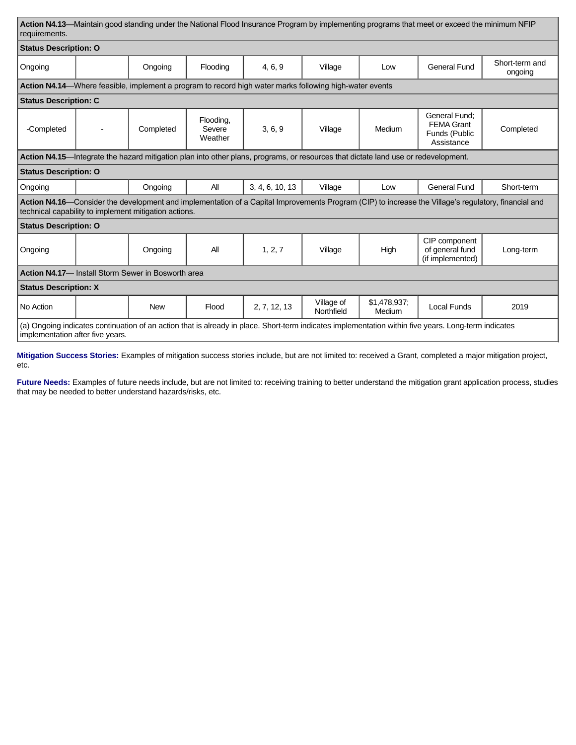| | | | | | | | | |
|---|---|---|---|---|---|---|---|---|
| **Action N4.13**—Maintain good standing under the National Flood Insurance Program by implementing programs that meet or exceed the minimum NFIP requirements. | | | | | | | | |
| **Status Description: O** | | | | | | | | |
| Ongoing | | Ongoing | Flooding | 4, 6, 9 | Village | Low | General Fund | Short-term and ongoing |
| **Action N4.14**—Where feasible, implement a program to record high water marks following high-water events | | | | | | | | |
| **Status Description: C** | | | | | | | | |
| -Completed | - | Completed | Flooding, Severe Weather | 3, 6, 9 | Village | Medium | General Fund; FEMA Grant Funds (Public Assistance | Completed |
| **Action N4.15**—Integrate the hazard mitigation plan into other plans, programs, or resources that dictate land use or redevelopment. | | | | | | | | |
| **Status Description: O** | | | | | | | | |
| Ongoing | | Ongoing | All | 3, 4, 6, 10, 13 | Village | Low | General Fund | Short-term |
| **Action N4.16**—Consider the development and implementation of a Capital Improvements Program (CIP) to increase the Village's regulatory, financial and technical capability to implement mitigation actions. | | | | | | | | |
| **Status Description: O** | | | | | | | | |
| Ongoing | | Ongoing | All | 1, 2, 7 | Village | High | CIP component of general fund (if implemented) | Long-term |
| **Action N4.17**— Install Storm Sewer in Bosworth area | | | | | | | | |
| **Status Description: X** | | | | | | | | |
| No Action | | New | Flood | 2, 7, 12, 13 | Village of Northfield | $1,478,937; Medium | Local Funds | 2019 |
| (a) Ongoing indicates continuation of an action that is already in place. Short-term indicates implementation within five years. Long-term indicates implementation after five years. | | | | | | | | |

**Mitigation Success Stories:** Examples of mitigation success stories include, but are not limited to: received a Grant, completed a major mitigation project, etc.

**Future Needs:** Examples of future needs include, but are not limited to: receiving training to better understand the mitigation grant application process, studies that may be needed to better understand hazards/risks, etc.